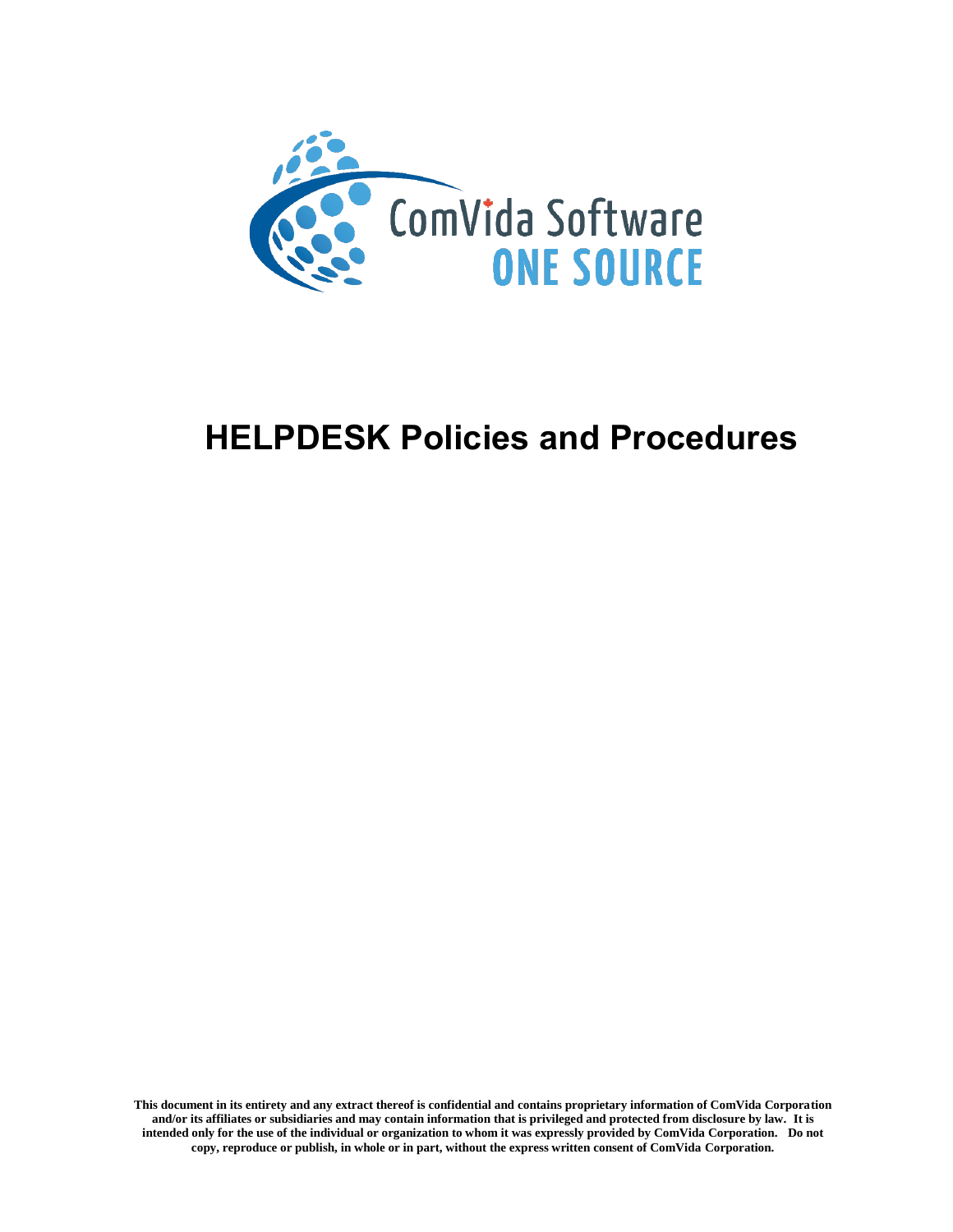ComVida Software
ONE SOURCE

# HELPDESK Policies and Procedures

**This document in its entirety and any extract thereof is confidential and contains proprietary information of ComVida Corporation and/or its affiliates or subsidiaries and may contain information that is privileged and protected from disclosure by law. It is intended only for the use of the individual or organization to whom it was expressly provided by ComVida Corporation. Do not copy, reproduce or publish, in whole or in part, without the express written consent of ComVida Corporation.**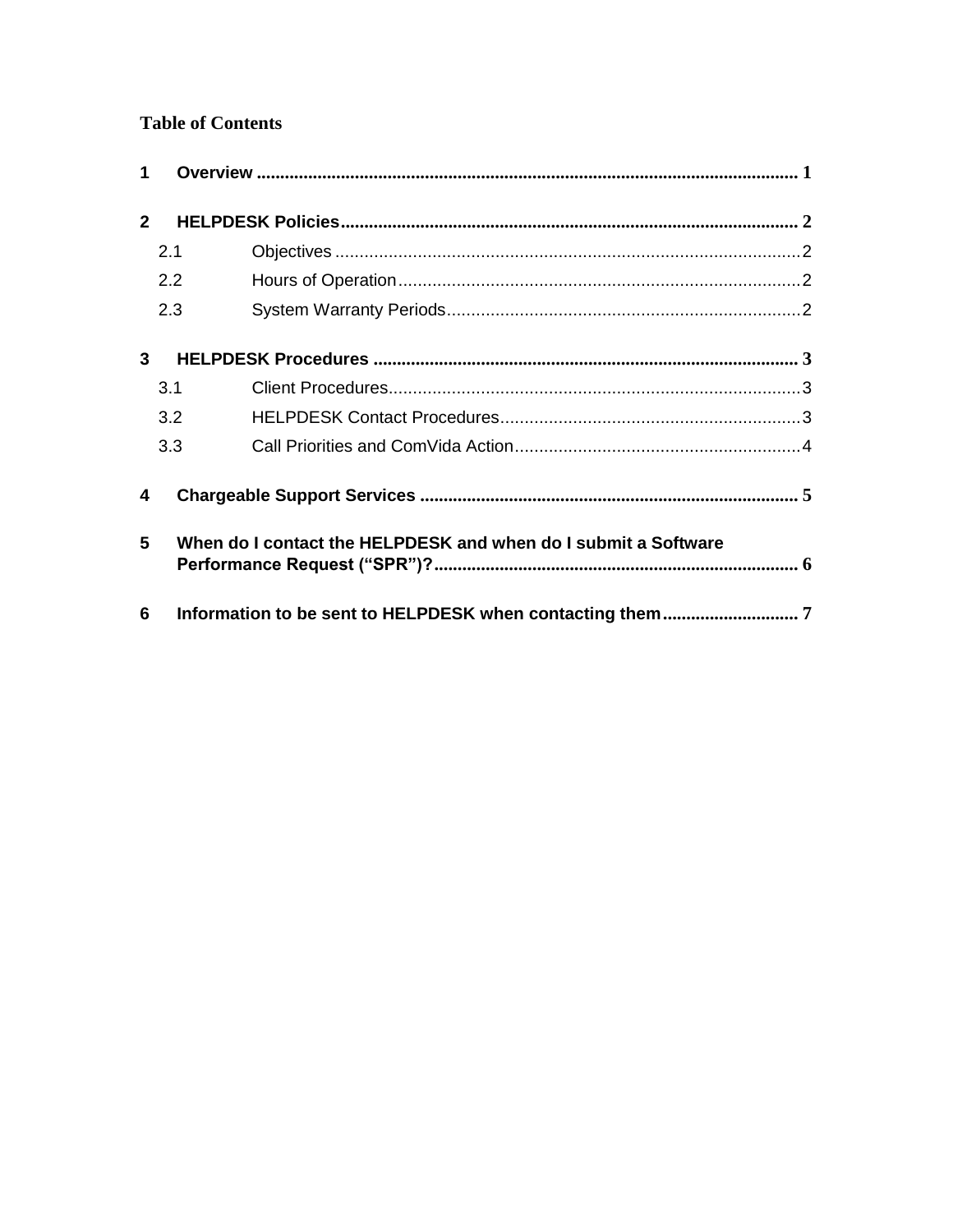**Table of Contents**

1 **Overview** ..................................................................................................... 1

2 **HELPDESK Policies** ................................................................................ 2

- 2.1 Objectives ................................................................................ 2
- 2.2 Hours of Operation ................................................................... 2
- 2.3 System Warranty Periods ......................................................... 2

3 **HELPDESK Procedures** ........................................................................... 3

- 3.1 Client Procedures ..................................................................... 3
- 3.2 HELPDESK Contact Procedures ............................................... 3
- 3.3 Call Priorities and ComVida Action ........................................... 4

4 **Chargeable Support Services** .................................................................. 5

5 **When do I contact the HELPDESK and when do I submit a Software Performance Request ("SPR")?** ........................................................................ 6

6 **Information to be sent to HELPDESK when contacting them** ................ 7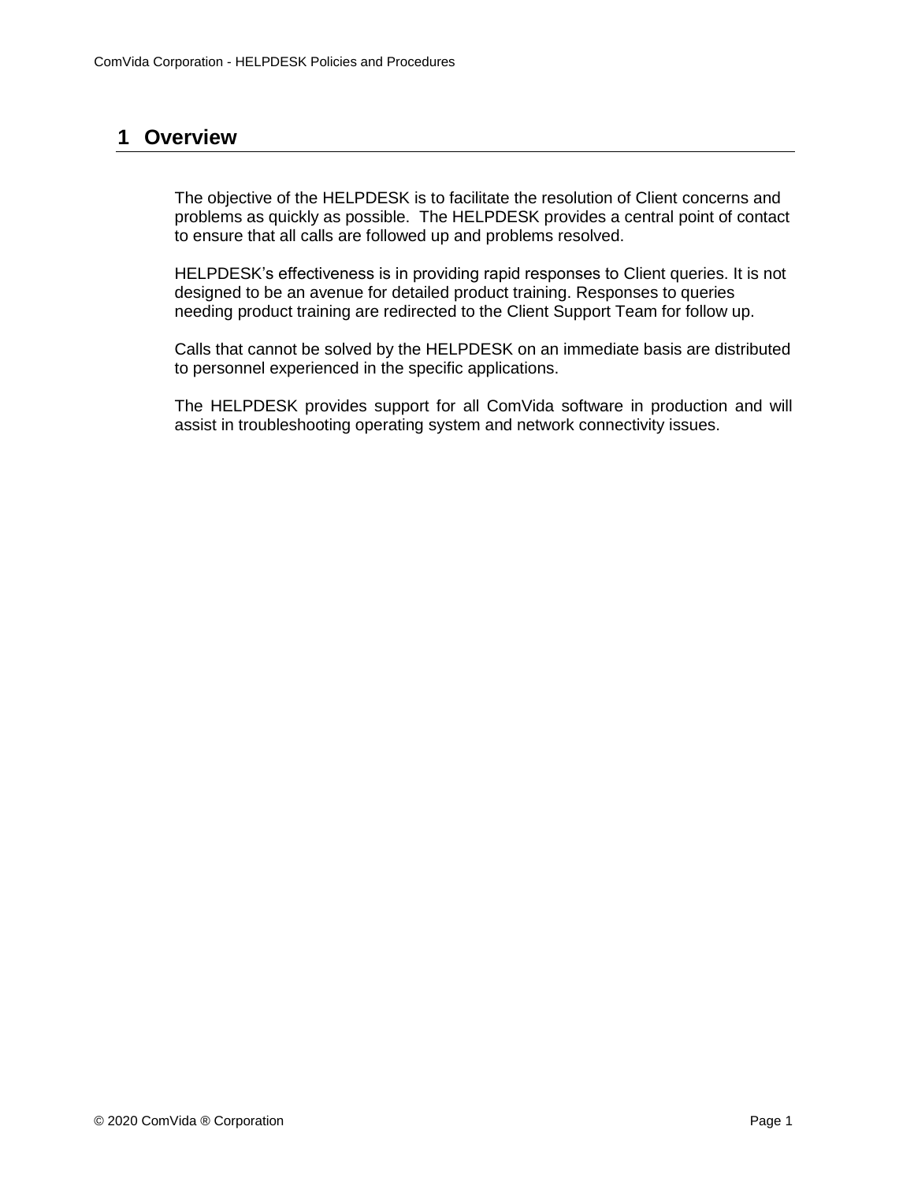# 1 Overview

The objective of the HELPDESK is to facilitate the resolution of Client concerns and problems as quickly as possible. The HELPDESK provides a central point of contact to ensure that all calls are followed up and problems resolved.

HELPDESK's effectiveness is in providing rapid responses to Client queries. It is not designed to be an avenue for detailed product training. Responses to queries needing product training are redirected to the Client Support Team for follow up.

Calls that cannot be solved by the HELPDESK on an immediate basis are distributed to personnel experienced in the specific applications.

The HELPDESK provides support for all ComVida software in production and will assist in troubleshooting operating system and network connectivity issues.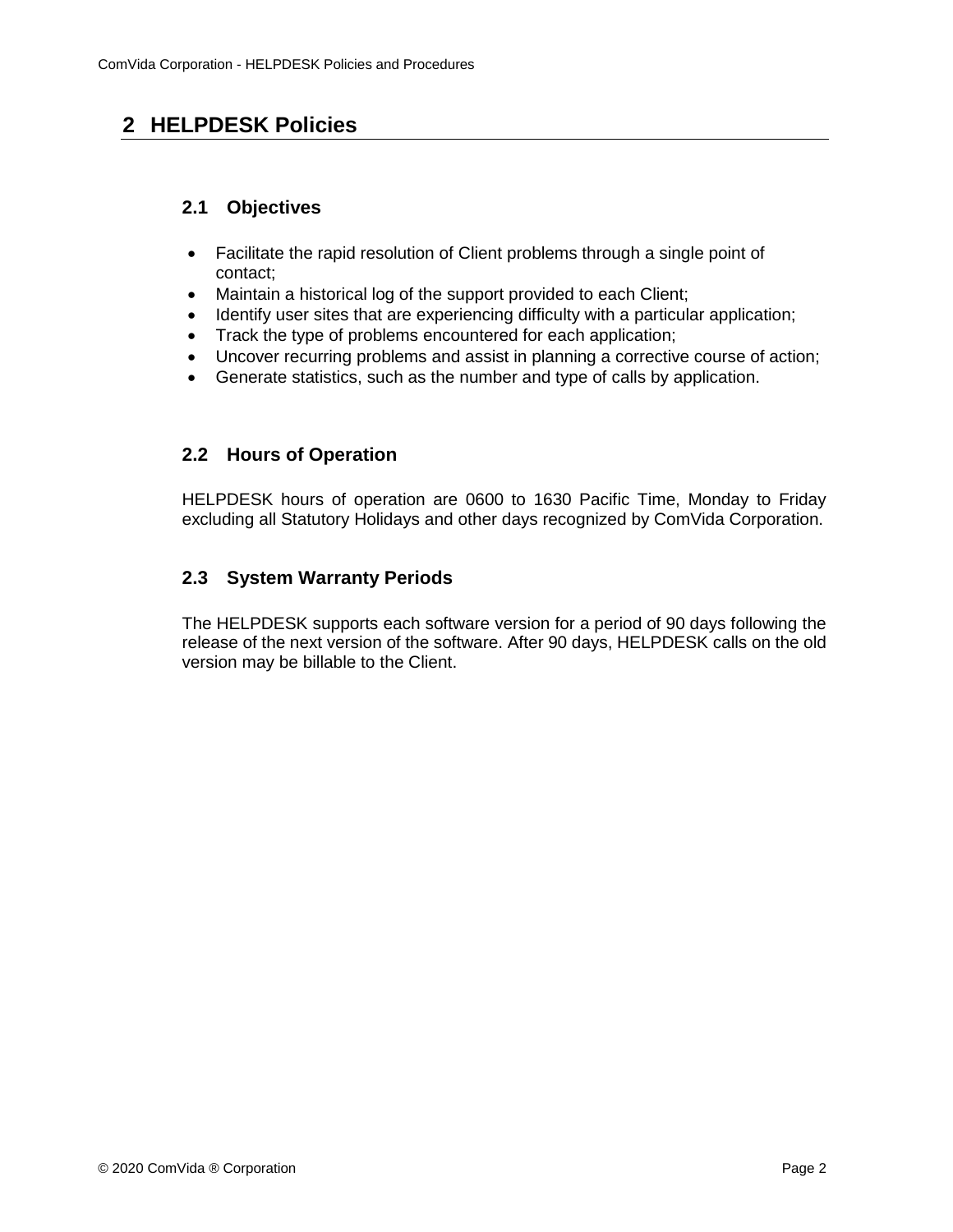# 2 HELPDESK Policies

## 2.1 Objectives

- Facilitate the rapid resolution of Client problems through a single point of contact;
- Maintain a historical log of the support provided to each Client;
- Identify user sites that are experiencing difficulty with a particular application;
- Track the type of problems encountered for each application;
- Uncover recurring problems and assist in planning a corrective course of action;
- Generate statistics, such as the number and type of calls by application.

## 2.2 Hours of Operation

HELPDESK hours of operation are 0600 to 1630 Pacific Time, Monday to Friday excluding all Statutory Holidays and other days recognized by ComVida Corporation.

## 2.3 System Warranty Periods

The HELPDESK supports each software version for a period of 90 days following the release of the next version of the software. After 90 days, HELPDESK calls on the old version may be billable to the Client.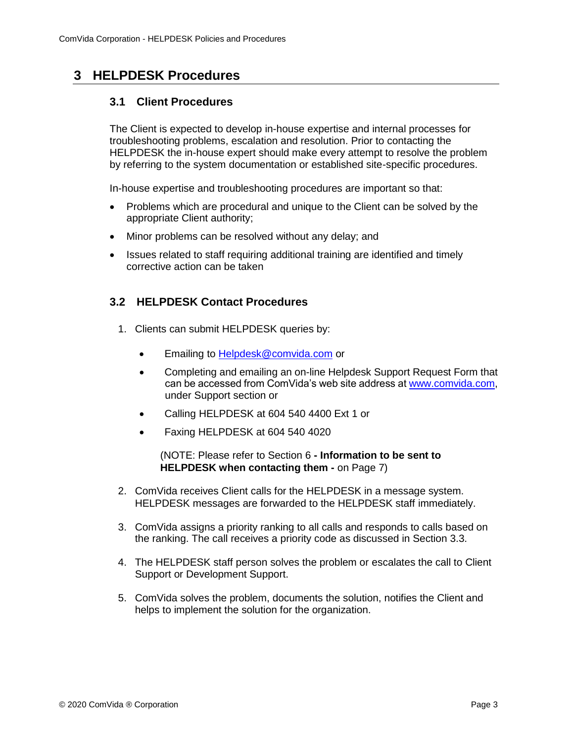# 3 HELPDESK Procedures

## 3.1 Client Procedures

The Client is expected to develop in-house expertise and internal processes for troubleshooting problems, escalation and resolution. Prior to contacting the HELPDESK the in-house expert should make every attempt to resolve the problem by referring to the system documentation or established site-specific procedures.

In-house expertise and troubleshooting procedures are important so that:

- Problems which are procedural and unique to the Client can be solved by the appropriate Client authority;
- Minor problems can be resolved without any delay; and
- Issues related to staff requiring additional training are identified and timely corrective action can be taken

## 3.2 HELPDESK Contact Procedures

1. Clients can submit HELPDESK queries by:

   - Emailing to Helpdesk@comvida.com or
   - Completing and emailing an on-line Helpdesk Support Request Form that can be accessed from ComVida's web site address at www.comvida.com, under Support section or
   - Calling HELPDESK at 604 540 4400 Ext 1 or
   - Faxing HELPDESK at 604 540 4020

   (NOTE: Please refer to Section 6 **- Information to be sent to HELPDESK when contacting them -** on Page 7)

2. ComVida receives Client calls for the HELPDESK in a message system. HELPDESK messages are forwarded to the HELPDESK staff immediately.

3. ComVida assigns a priority ranking to all calls and responds to calls based on the ranking. The call receives a priority code as discussed in Section 3.3.

4. The HELPDESK staff person solves the problem or escalates the call to Client Support or Development Support.

5. ComVida solves the problem, documents the solution, notifies the Client and helps to implement the solution for the organization.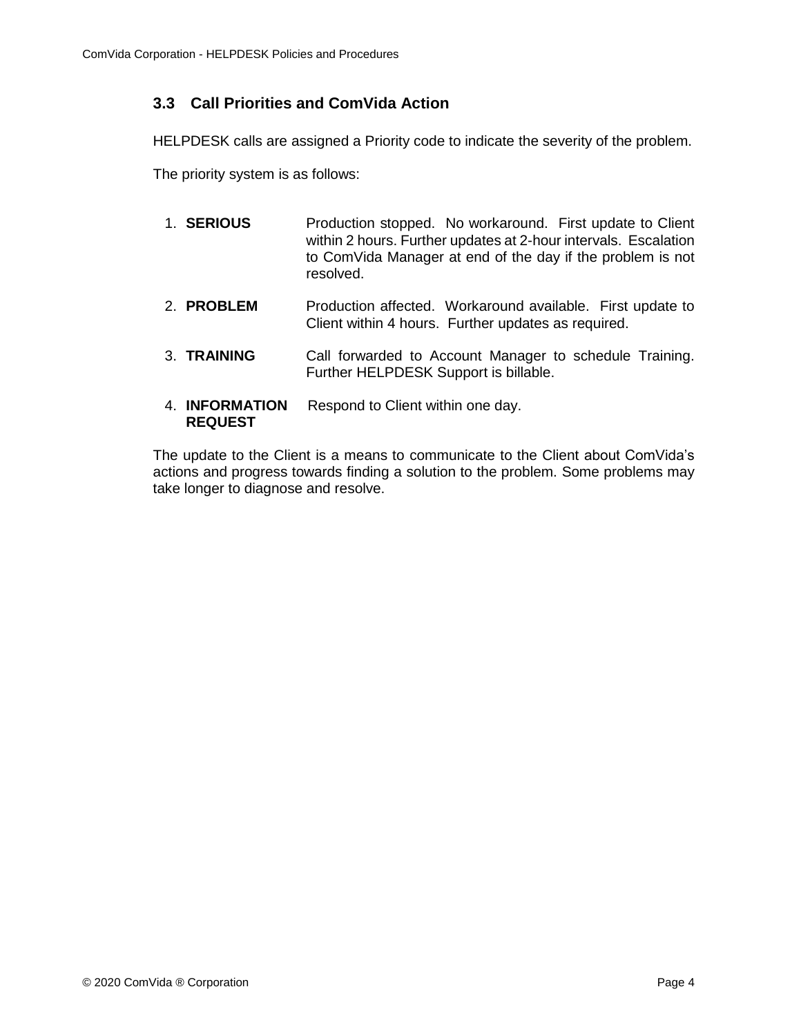### 3.3 Call Priorities and ComVida Action

HELPDESK calls are assigned a Priority code to indicate the severity of the problem.

The priority system is as follows:

1. **SERIOUS** Production stopped. No workaround. First update to Client within 2 hours. Further updates at 2-hour intervals. Escalation to ComVida Manager at end of the day if the problem is not resolved.

2. **PROBLEM** Production affected. Workaround available. First update to Client within 4 hours. Further updates as required.

3. **TRAINING** Call forwarded to Account Manager to schedule Training. Further HELPDESK Support is billable.

4. **INFORMATION REQUEST** Respond to Client within one day.

The update to the Client is a means to communicate to the Client about ComVida's actions and progress towards finding a solution to the problem. Some problems may take longer to diagnose and resolve.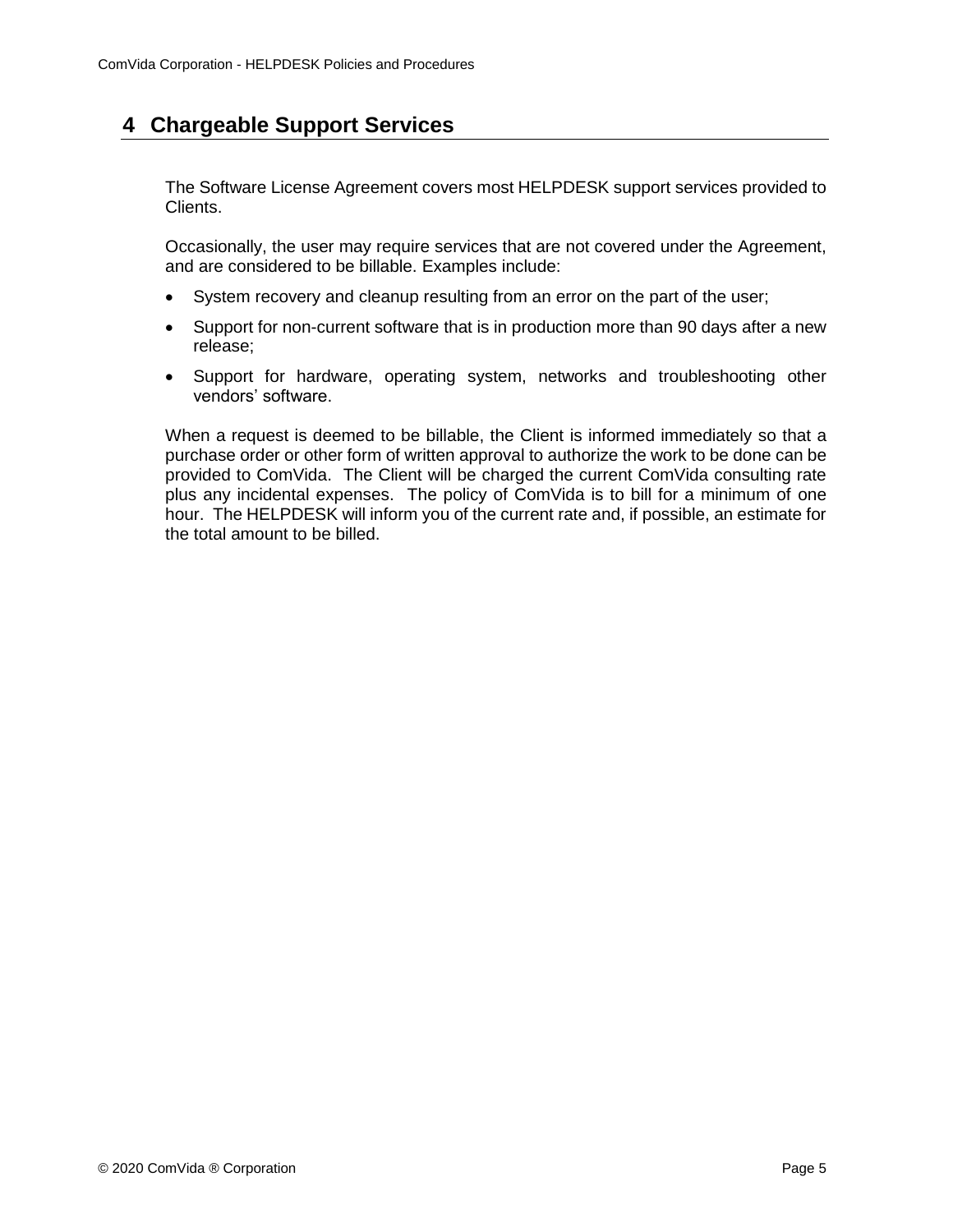# 4 Chargeable Support Services

The Software License Agreement covers most HELPDESK support services provided to Clients.

Occasionally, the user may require services that are not covered under the Agreement, and are considered to be billable. Examples include:

- System recovery and cleanup resulting from an error on the part of the user;
- Support for non-current software that is in production more than 90 days after a new release;
- Support for hardware, operating system, networks and troubleshooting other vendors' software.

When a request is deemed to be billable, the Client is informed immediately so that a purchase order or other form of written approval to authorize the work to be done can be provided to ComVida. The Client will be charged the current ComVida consulting rate plus any incidental expenses. The policy of ComVida is to bill for a minimum of one hour. The HELPDESK will inform you of the current rate and, if possible, an estimate for the total amount to be billed.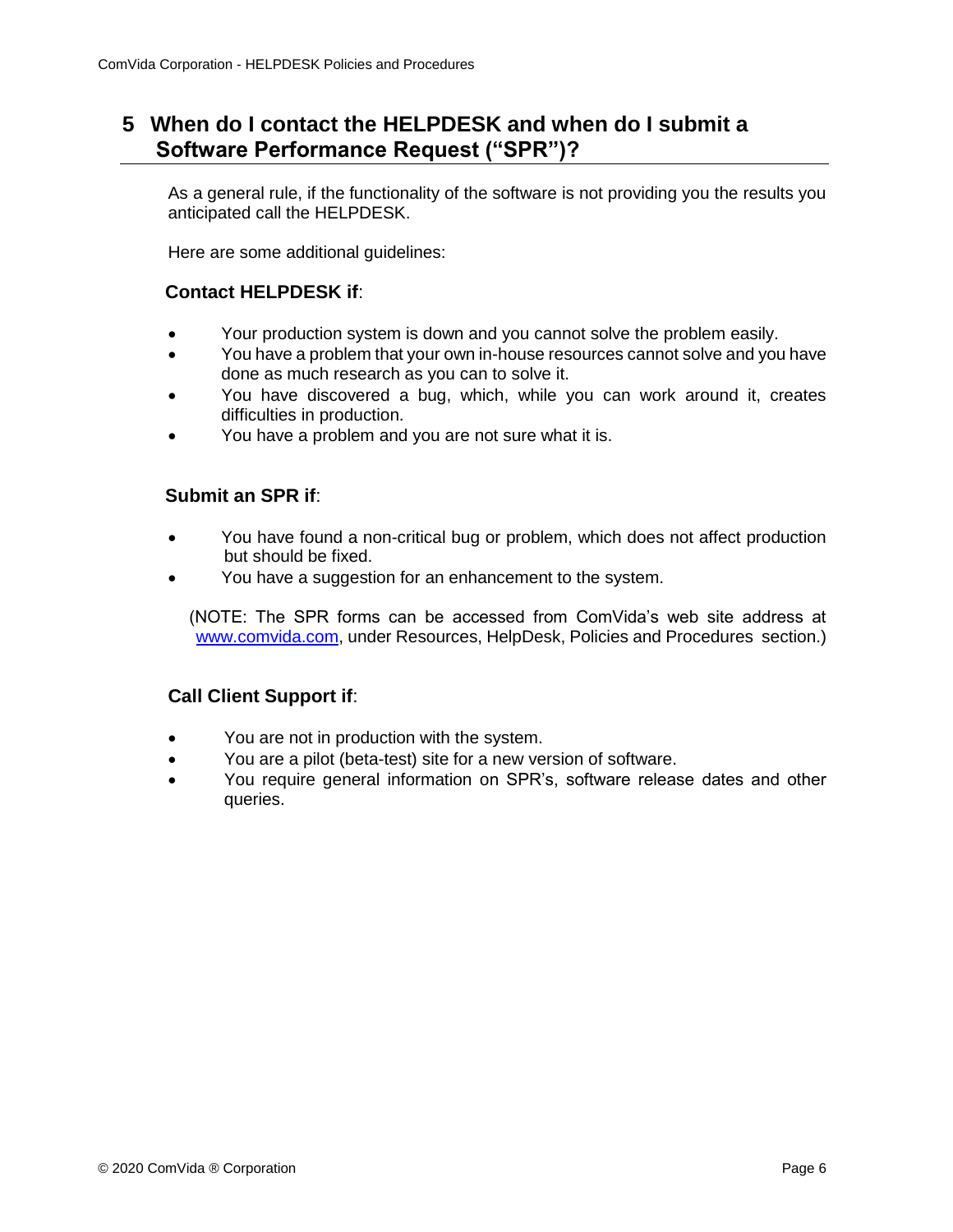# 5 When do I contact the HELPDESK and when do I submit a Software Performance Request ("SPR")?

As a general rule, if the functionality of the software is not providing you the results you anticipated call the HELPDESK.

Here are some additional guidelines:

**Contact HELPDESK if**:

- Your production system is down and you cannot solve the problem easily.
- You have a problem that your own in-house resources cannot solve and you have done as much research as you can to solve it.
- You have discovered a bug, which, while you can work around it, creates difficulties in production.
- You have a problem and you are not sure what it is.

**Submit an SPR if**:

- You have found a non-critical bug or problem, which does not affect production but should be fixed.
- You have a suggestion for an enhancement to the system.

(NOTE: The SPR forms can be accessed from ComVida's web site address at www.comvida.com, under Resources, HelpDesk, Policies and Procedures section.)

**Call Client Support if**:

- You are not in production with the system.
- You are a pilot (beta-test) site for a new version of software.
- You require general information on SPR's, software release dates and other queries.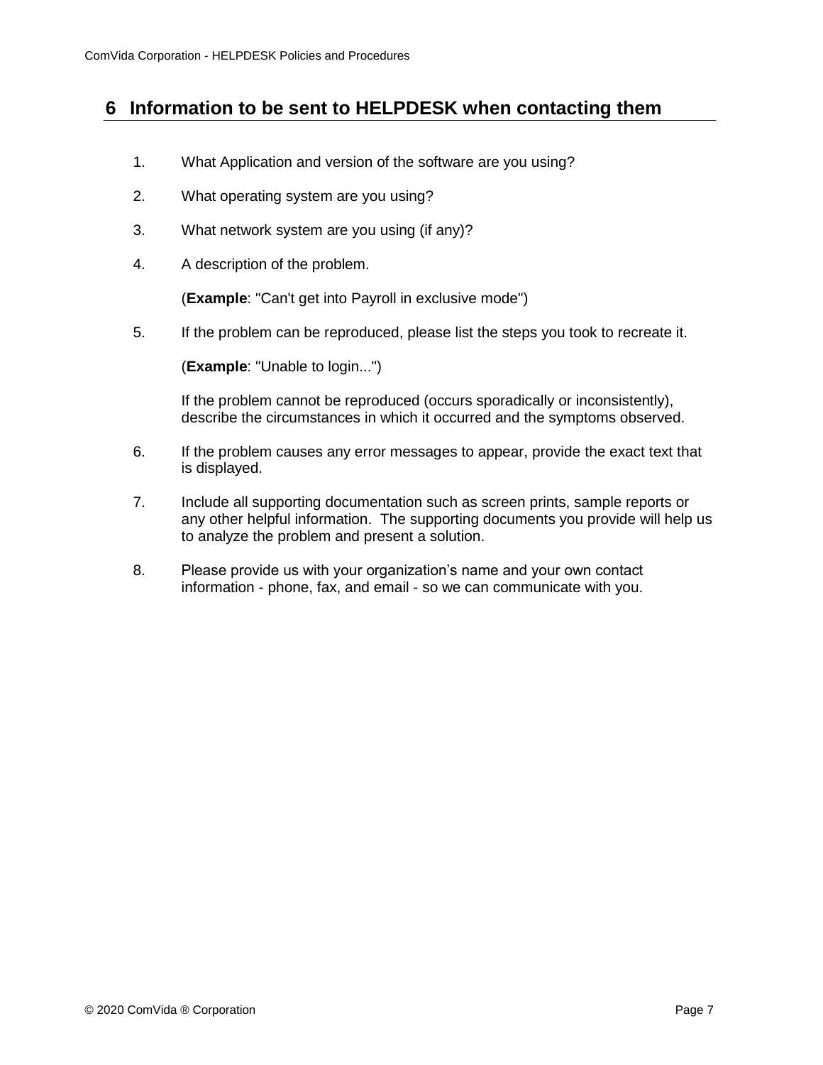## 6 Information to be sent to HELPDESK when contacting them

1. What Application and version of the software are you using?

2. What operating system are you using?

3. What network system are you using (if any)?

4. A description of the problem.

   (**Example**: "Can't get into Payroll in exclusive mode")

5. If the problem can be reproduced, please list the steps you took to recreate it.

   (**Example**: "Unable to login...")

   If the problem cannot be reproduced (occurs sporadically or inconsistently), describe the circumstances in which it occurred and the symptoms observed.

6. If the problem causes any error messages to appear, provide the exact text that is displayed.

7. Include all supporting documentation such as screen prints, sample reports or any other helpful information. The supporting documents you provide will help us to analyze the problem and present a solution.

8. Please provide us with your organization's name and your own contact information - phone, fax, and email - so we can communicate with you.